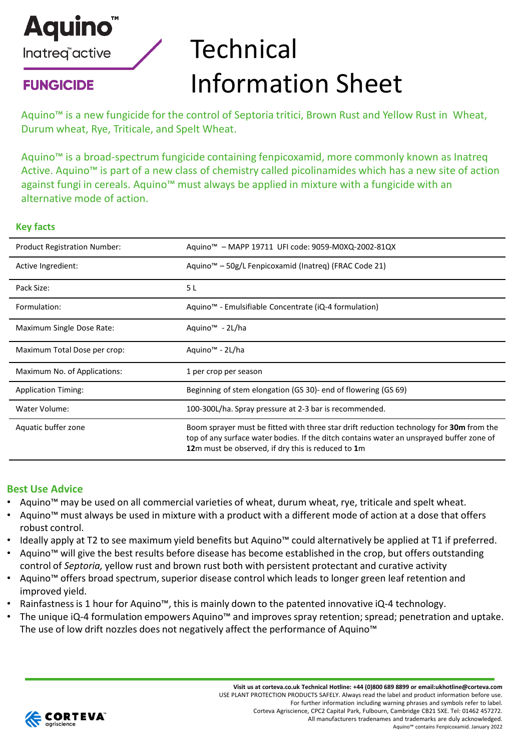# Aquino™

Inatreq™ active

**FUNGICIDE**

# Technical Information Sheet

Aquino™ is a new fungicide for the control of Septoria tritici, Brown Rust and Yellow Rust in Wheat, Durum wheat, Rye, Triticale, and Spelt Wheat.

Aquino™ is a broad-spectrum fungicide containing fenpicoxamid, more commonly known as Inatreq Active. Aquino™ is part of a new class of chemistry called picolinamides which has a new site of action against fungi in cereals. Aquino™ must always be applied in mixture with a fungicide with an alternative mode of action.

## Key facts

| | |
|---|---|
| Product Registration Number: | Aquino™ – MAPP 19711 UFI code: 9059-M0XQ-2002-81QX |
| Active Ingredient: | Aquino™ – 50g/L Fenpicoxamid (Inatreq) (FRAC Code 21) |
| Pack Size: | 5 L |
| Formulation: | Aquino™ - Emulsifiable Concentrate (iQ-4 formulation) |
| Maximum Single Dose Rate: | Aquino™ - 2L/ha |
| Maximum Total Dose per crop: | Aquino™ - 2L/ha |
| Maximum No. of Applications: | 1 per crop per season |
| Application Timing: | Beginning of stem elongation (GS 30)- end of flowering (GS 69) |
| Water Volume: | 100-300L/ha. Spray pressure at 2-3 bar is recommended. |
| Aquatic buffer zone | Boom sprayer must be fitted with three star drift reduction technology for **30m** from the top of any surface water bodies. If the ditch contains water an unsprayed buffer zone of **12**m must be observed, if dry this is reduced to **1**m |

## Best Use Advice

- Aquino™ may be used on all commercial varieties of wheat, durum wheat, rye, triticale and spelt wheat.
- Aquino™ must always be used in mixture with a product with a different mode of action at a dose that offers robust control.
- Ideally apply at T2 to see maximum yield benefits but Aquino™ could alternatively be applied at T1 if preferred.
- Aquino™ will give the best results before disease has become established in the crop, but offers outstanding control of *Septoria,* yellow rust and brown rust both with persistent protectant and curative activity
- Aquino™ offers broad spectrum, superior disease control which leads to longer green leaf retention and improved yield.
- Rainfastness is 1 hour for Aquino™, this is mainly down to the patented innovative iQ-4 technology.
- The unique iQ-4 formulation empowers Aquino™ and improves spray retention; spread; penetration and uptake. The use of low drift nozzles does not negatively affect the performance of Aquino™

**Visit us at corteva.co.uk Technical Hotline: +44 (0)800 689 8899 or email:ukhotline@corteva.com**
USE PLANT PROTECTION PRODUCTS SAFELY. Always read the label and product information before use.
For further information including warning phrases and symbols refer to label.
Corteva Agriscience, CPC2 Capital Park, Fulbourn, Cambridge CB21 5XE. Tel: 01462 457272.
All manufacturers tradenames and trademarks are duly acknowledged.
Aquino™ contains Fenpicoxamid. January 2022

CORTEVA agriscience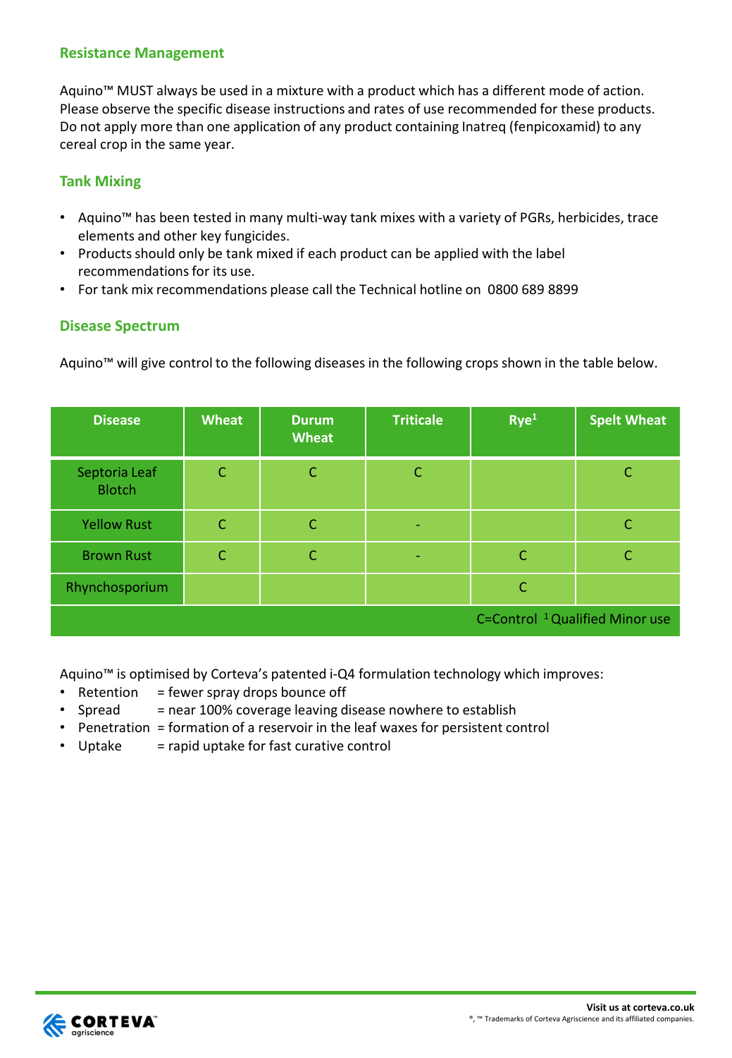## Resistance Management

Aquino™ MUST always be used in a mixture with a product which has a different mode of action. Please observe the specific disease instructions and rates of use recommended for these products. Do not apply more than one application of any product containing Inatreq (fenpicoxamid) to any cereal crop in the same year.

## Tank Mixing

- Aquino™ has been tested in many multi-way tank mixes with a variety of PGRs, herbicides, trace elements and other key fungicides.
- Products should only be tank mixed if each product can be applied with the label recommendations for its use.
- For tank mix recommendations please call the Technical hotline on 0800 689 8899

## Disease Spectrum

Aquino™ will give control to the following diseases in the following crops shown in the table below.

| Disease | Wheat | Durum Wheat | Triticale | Rye[1] | Spelt Wheat |
|---|---|---|---|---|---|
| Septoria Leaf Blotch | C | C | C | | C |
| Yellow Rust | C | C | - | | C |
| Brown Rust | C | C | - | C | C |
| Rhynchosporium | | | | C | |

C=Control [1] Qualified Minor use

Aquino™ is optimised by Corteva's patented i-Q4 formulation technology which improves:

- Retention = fewer spray drops bounce off
- Spread = near 100% coverage leaving disease nowhere to establish
- Penetration = formation of a reservoir in the leaf waxes for persistent control
- Uptake = rapid uptake for fast curative control

CORTEVA agriscience

**Visit us at corteva.co.uk**

®, ™ Trademarks of Corteva Agriscience and its affiliated companies.